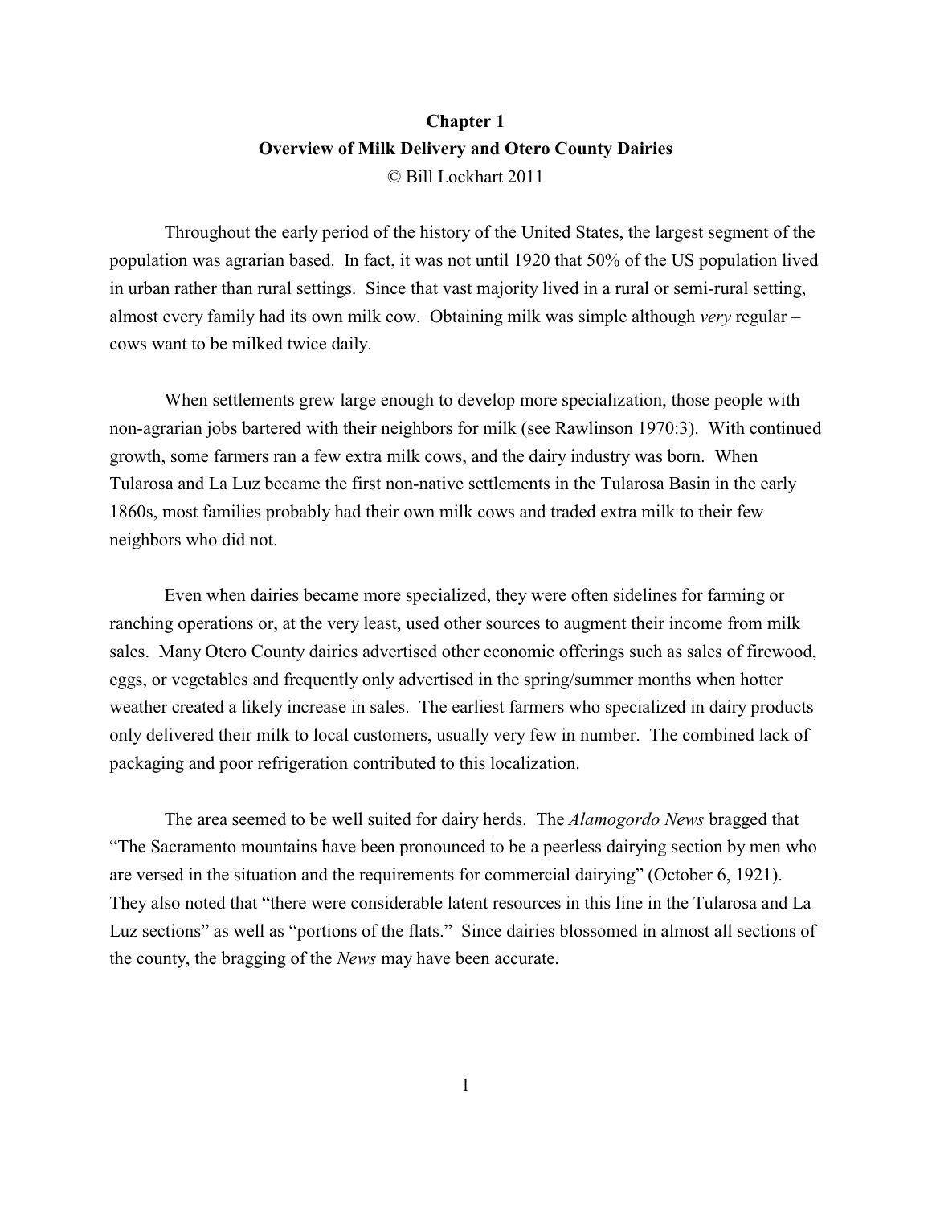# Chapter 1
## Overview of Milk Delivery and Otero County Dairies
© Bill Lockhart 2011

Throughout the early period of the history of the United States, the largest segment of the population was agrarian based. In fact, it was not until 1920 that 50% of the US population lived in urban rather than rural settings. Since that vast majority lived in a rural or semi-rural setting, almost every family had its own milk cow. Obtaining milk was simple although *very* regular – cows want to be milked twice daily.

When settlements grew large enough to develop more specialization, those people with non-agrarian jobs bartered with their neighbors for milk (see Rawlinson 1970:3). With continued growth, some farmers ran a few extra milk cows, and the dairy industry was born. When Tularosa and La Luz became the first non-native settlements in the Tularosa Basin in the early 1860s, most families probably had their own milk cows and traded extra milk to their few neighbors who did not.

Even when dairies became more specialized, they were often sidelines for farming or ranching operations or, at the very least, used other sources to augment their income from milk sales. Many Otero County dairies advertised other economic offerings such as sales of firewood, eggs, or vegetables and frequently only advertised in the spring/summer months when hotter weather created a likely increase in sales. The earliest farmers who specialized in dairy products only delivered their milk to local customers, usually very few in number. The combined lack of packaging and poor refrigeration contributed to this localization.

The area seemed to be well suited for dairy herds. The *Alamogordo News* bragged that "The Sacramento mountains have been pronounced to be a peerless dairying section by men who are versed in the situation and the requirements for commercial dairying" (October 6, 1921). They also noted that "there were considerable latent resources in this line in the Tularosa and La Luz sections" as well as "portions of the flats." Since dairies blossomed in almost all sections of the county, the bragging of the *News* may have been accurate.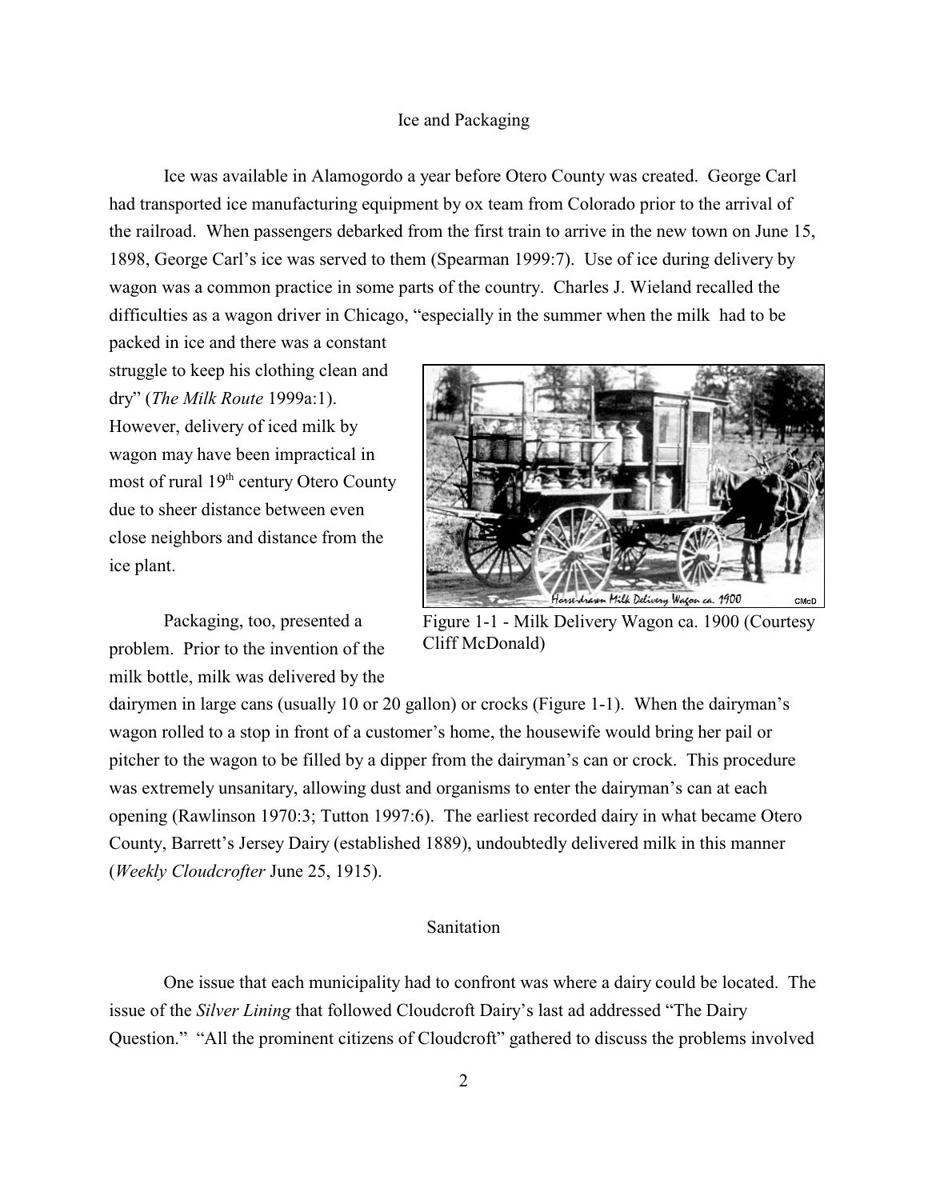## Ice and Packaging

Ice was available in Alamogordo a year before Otero County was created. George Carl had transported ice manufacturing equipment by ox team from Colorado prior to the arrival of the railroad. When passengers debarked from the first train to arrive in the new town on June 15, 1898, George Carl's ice was served to them (Spearman 1999:7). Use of ice during delivery by wagon was a common practice in some parts of the country. Charles J. Wieland recalled the difficulties as a wagon driver in Chicago, "especially in the summer when the milk had to be packed in ice and there was a constant struggle to keep his clothing clean and dry" (*The Milk Route* 1999a:1). However, delivery of iced milk by wagon may have been impractical in most of rural 19th century Otero County due to sheer distance between even close neighbors and distance from the ice plant.

Figure 1-1 - Milk Delivery Wagon ca. 1900 (Courtesy Cliff McDonald)

Packaging, too, presented a problem. Prior to the invention of the milk bottle, milk was delivered by the dairymen in large cans (usually 10 or 20 gallon) or crocks (Figure 1-1). When the dairyman's wagon rolled to a stop in front of a customer's home, the housewife would bring her pail or pitcher to the wagon to be filled by a dipper from the dairyman's can or crock. This procedure was extremely unsanitary, allowing dust and organisms to enter the dairyman's can at each opening (Rawlinson 1970:3; Tutton 1997:6). The earliest recorded dairy in what became Otero County, Barrett's Jersey Dairy (established 1889), undoubtedly delivered milk in this manner (*Weekly Cloudcrofter* June 25, 1915).

## Sanitation

One issue that each municipality had to confront was where a dairy could be located. The issue of the *Silver Lining* that followed Cloudcroft Dairy's last ad addressed "The Dairy Question." "All the prominent citizens of Cloudcroft" gathered to discuss the problems involved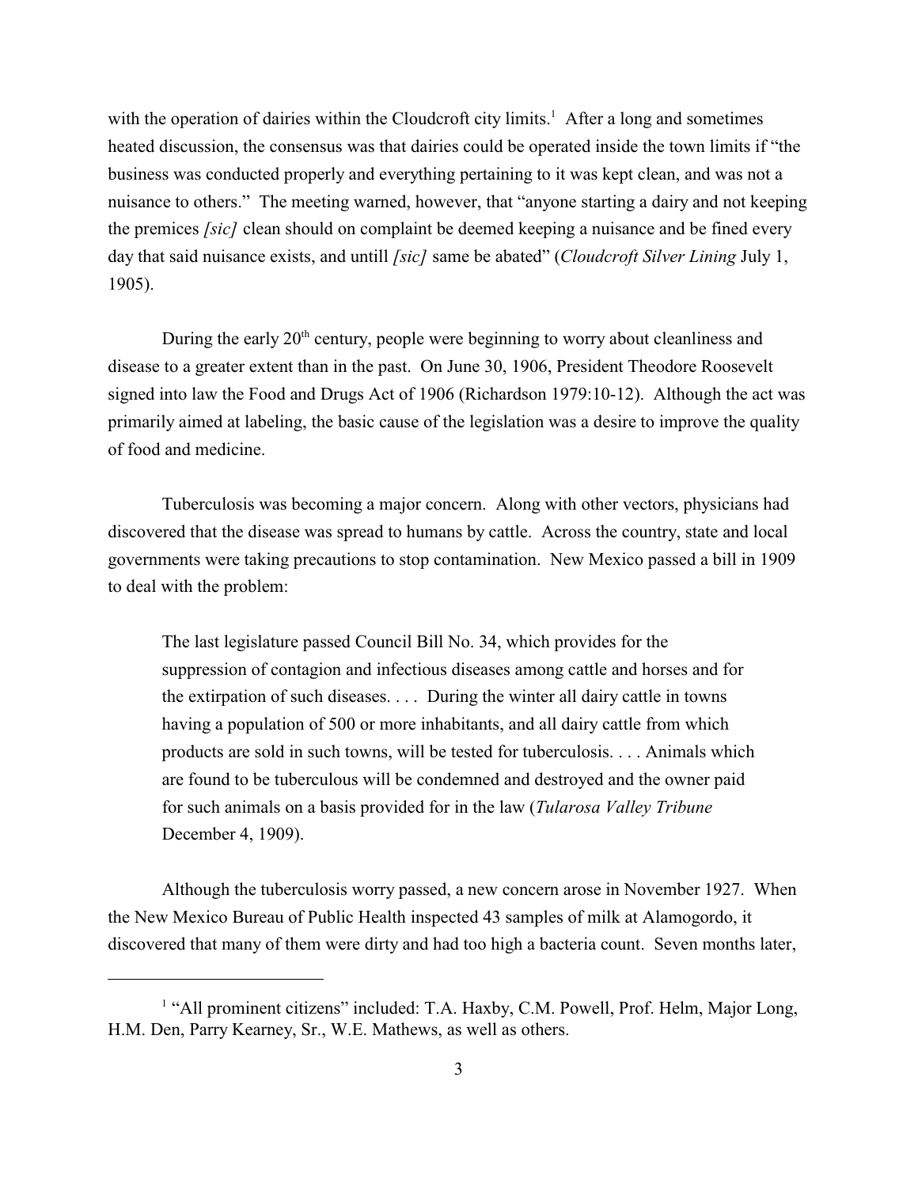with the operation of dairies within the Cloudcroft city limits.[1] After a long and sometimes heated discussion, the consensus was that dairies could be operated inside the town limits if "the business was conducted properly and everything pertaining to it was kept clean, and was not a nuisance to others." The meeting warned, however, that "anyone starting a dairy and not keeping the premices *[sic]* clean should on complaint be deemed keeping a nuisance and be fined every day that said nuisance exists, and untill *[sic]* same be abated" (*Cloudcroft Silver Lining* July 1, 1905).

During the early 20th century, people were beginning to worry about cleanliness and disease to a greater extent than in the past. On June 30, 1906, President Theodore Roosevelt signed into law the Food and Drugs Act of 1906 (Richardson 1979:10-12). Although the act was primarily aimed at labeling, the basic cause of the legislation was a desire to improve the quality of food and medicine.

Tuberculosis was becoming a major concern. Along with other vectors, physicians had discovered that the disease was spread to humans by cattle. Across the country, state and local governments were taking precautions to stop contamination. New Mexico passed a bill in 1909 to deal with the problem:

> The last legislature passed Council Bill No. 34, which provides for the suppression of contagion and infectious diseases among cattle and horses and for the extirpation of such diseases. . . . During the winter all dairy cattle in towns having a population of 500 or more inhabitants, and all dairy cattle from which products are sold in such towns, will be tested for tuberculosis. . . . Animals which are found to be tuberculous will be condemned and destroyed and the owner paid for such animals on a basis provided for in the law (*Tularosa Valley Tribune* December 4, 1909).

Although the tuberculosis worry passed, a new concern arose in November 1927. When the New Mexico Bureau of Public Health inspected 43 samples of milk at Alamogordo, it discovered that many of them were dirty and had too high a bacteria count. Seven months later,

---

[1] "All prominent citizens" included: T.A. Haxby, C.M. Powell, Prof. Helm, Major Long, H.M. Den, Parry Kearney, Sr., W.E. Mathews, as well as others.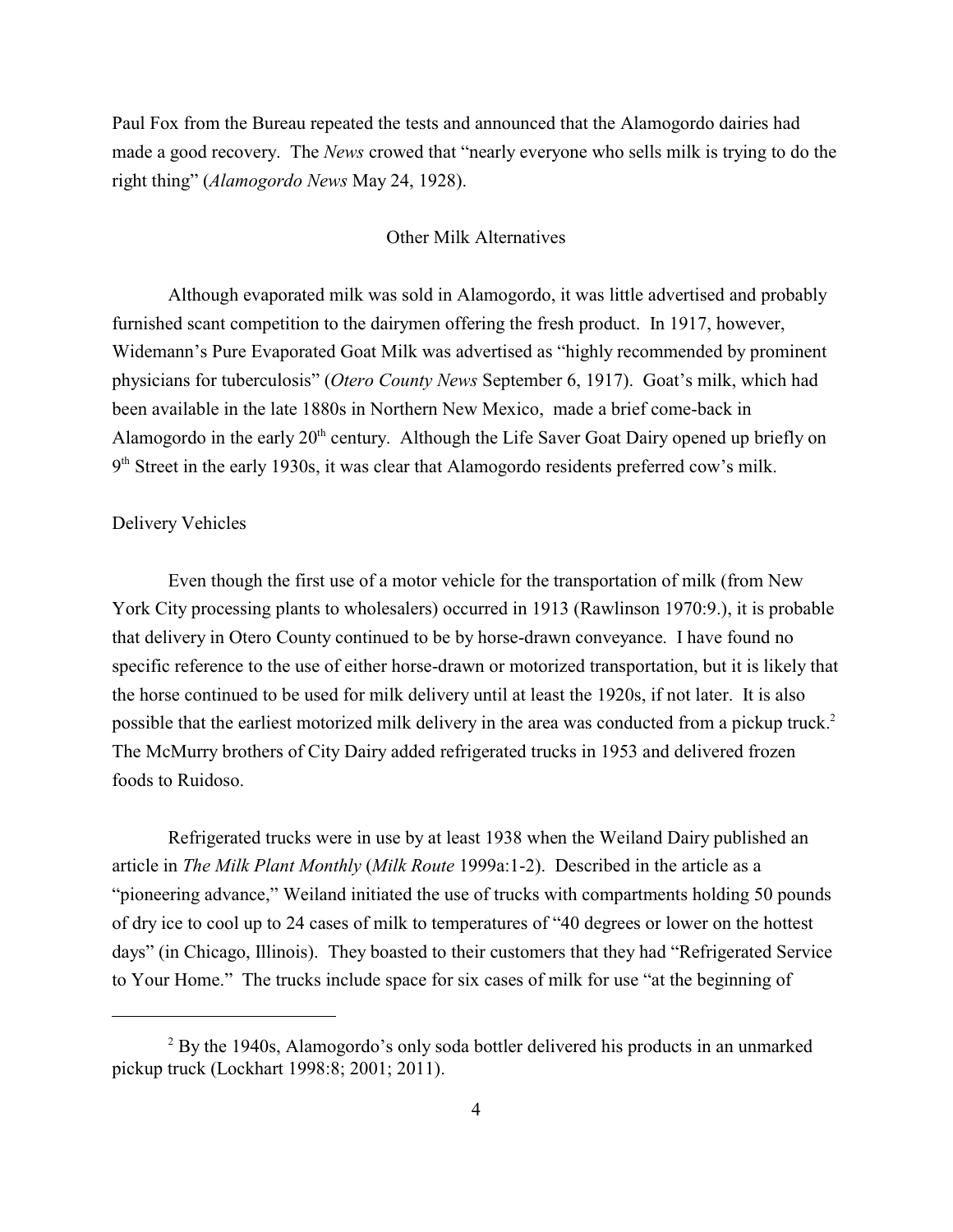Paul Fox from the Bureau repeated the tests and announced that the Alamogordo dairies had made a good recovery. The *News* crowed that "nearly everyone who sells milk is trying to do the right thing" (*Alamogordo News* May 24, 1928).

## Other Milk Alternatives

Although evaporated milk was sold in Alamogordo, it was little advertised and probably furnished scant competition to the dairymen offering the fresh product. In 1917, however, Widemann's Pure Evaporated Goat Milk was advertised as "highly recommended by prominent physicians for tuberculosis" (*Otero County News* September 6, 1917). Goat's milk, which had been available in the late 1880s in Northern New Mexico, made a brief come-back in Alamogordo in the early 20th century. Although the Life Saver Goat Dairy opened up briefly on 9th Street in the early 1930s, it was clear that Alamogordo residents preferred cow's milk.

### Delivery Vehicles

Even though the first use of a motor vehicle for the transportation of milk (from New York City processing plants to wholesalers) occurred in 1913 (Rawlinson 1970:9.), it is probable that delivery in Otero County continued to be by horse-drawn conveyance. I have found no specific reference to the use of either horse-drawn or motorized transportation, but it is likely that the horse continued to be used for milk delivery until at least the 1920s, if not later. It is also possible that the earliest motorized milk delivery in the area was conducted from a pickup truck.[2] The McMurry brothers of City Dairy added refrigerated trucks in 1953 and delivered frozen foods to Ruidoso.

Refrigerated trucks were in use by at least 1938 when the Weiland Dairy published an article in *The Milk Plant Monthly* (*Milk Route* 1999a:1-2). Described in the article as a "pioneering advance," Weiland initiated the use of trucks with compartments holding 50 pounds of dry ice to cool up to 24 cases of milk to temperatures of "40 degrees or lower on the hottest days" (in Chicago, Illinois). They boasted to their customers that they had "Refrigerated Service to Your Home." The trucks include space for six cases of milk for use "at the beginning of

---

[2] By the 1940s, Alamogordo's only soda bottler delivered his products in an unmarked pickup truck (Lockhart 1998:8; 2001; 2011).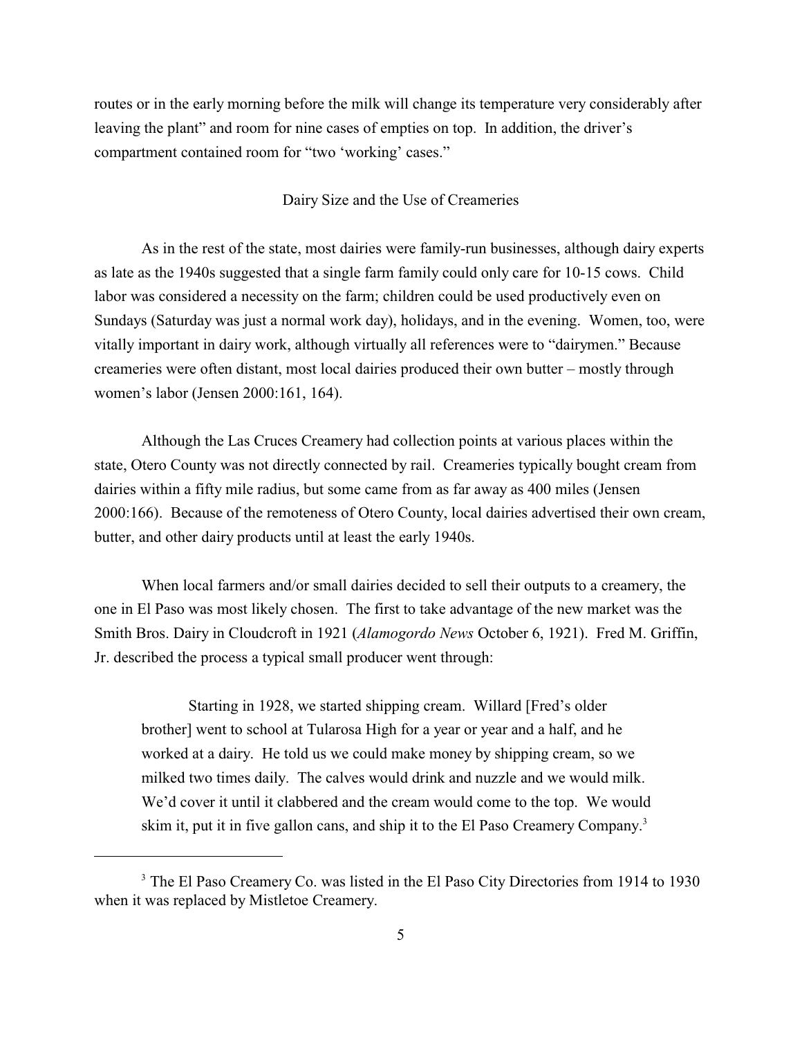routes or in the early morning before the milk will change its temperature very considerably after leaving the plant" and room for nine cases of empties on top. In addition, the driver's compartment contained room for "two 'working' cases."

## Dairy Size and the Use of Creameries

As in the rest of the state, most dairies were family-run businesses, although dairy experts as late as the 1940s suggested that a single farm family could only care for 10-15 cows. Child labor was considered a necessity on the farm; children could be used productively even on Sundays (Saturday was just a normal work day), holidays, and in the evening. Women, too, were vitally important in dairy work, although virtually all references were to "dairymen." Because creameries were often distant, most local dairies produced their own butter – mostly through women's labor (Jensen 2000:161, 164).

Although the Las Cruces Creamery had collection points at various places within the state, Otero County was not directly connected by rail. Creameries typically bought cream from dairies within a fifty mile radius, but some came from as far away as 400 miles (Jensen 2000:166). Because of the remoteness of Otero County, local dairies advertised their own cream, butter, and other dairy products until at least the early 1940s.

When local farmers and/or small dairies decided to sell their outputs to a creamery, the one in El Paso was most likely chosen. The first to take advantage of the new market was the Smith Bros. Dairy in Cloudcroft in 1921 (*Alamogordo News* October 6, 1921). Fred M. Griffin, Jr. described the process a typical small producer went through:

> Starting in 1928, we started shipping cream. Willard [Fred's older brother] went to school at Tularosa High for a year or year and a half, and he worked at a dairy. He told us we could make money by shipping cream, so we milked two times daily. The calves would drink and nuzzle and we would milk. We'd cover it until it clabbered and the cream would come to the top. We would skim it, put it in five gallon cans, and ship it to the El Paso Creamery Company.[3]

---

[3] The El Paso Creamery Co. was listed in the El Paso City Directories from 1914 to 1930 when it was replaced by Mistletoe Creamery.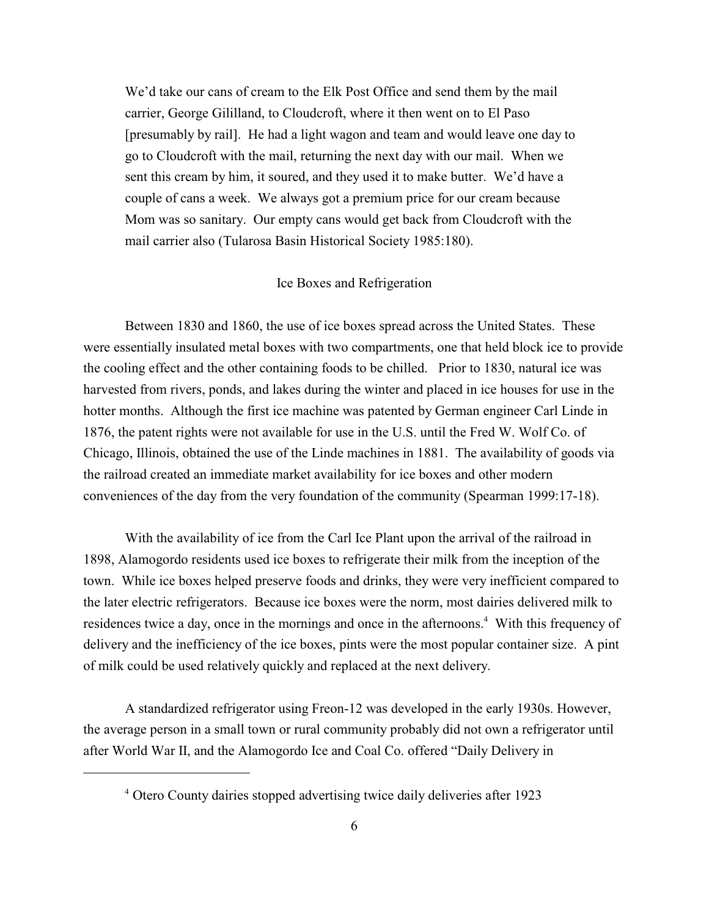> We'd take our cans of cream to the Elk Post Office and send them by the mail carrier, George Gililland, to Cloudcroft, where it then went on to El Paso [presumably by rail]. He had a light wagon and team and would leave one day to go to Cloudcroft with the mail, returning the next day with our mail. When we sent this cream by him, it soured, and they used it to make butter. We'd have a couple of cans a week. We always got a premium price for our cream because Mom was so sanitary. Our empty cans would get back from Cloudcroft with the mail carrier also (Tularosa Basin Historical Society 1985:180).

## Ice Boxes and Refrigeration

Between 1830 and 1860, the use of ice boxes spread across the United States. These were essentially insulated metal boxes with two compartments, one that held block ice to provide the cooling effect and the other containing foods to be chilled. Prior to 1830, natural ice was harvested from rivers, ponds, and lakes during the winter and placed in ice houses for use in the hotter months. Although the first ice machine was patented by German engineer Carl Linde in 1876, the patent rights were not available for use in the U.S. until the Fred W. Wolf Co. of Chicago, Illinois, obtained the use of the Linde machines in 1881. The availability of goods via the railroad created an immediate market availability for ice boxes and other modern conveniences of the day from the very foundation of the community (Spearman 1999:17-18).

With the availability of ice from the Carl Ice Plant upon the arrival of the railroad in 1898, Alamogordo residents used ice boxes to refrigerate their milk from the inception of the town. While ice boxes helped preserve foods and drinks, they were very inefficient compared to the later electric refrigerators. Because ice boxes were the norm, most dairies delivered milk to residences twice a day, once in the mornings and once in the afternoons.[4] With this frequency of delivery and the inefficiency of the ice boxes, pints were the most popular container size. A pint of milk could be used relatively quickly and replaced at the next delivery.

A standardized refrigerator using Freon-12 was developed in the early 1930s. However, the average person in a small town or rural community probably did not own a refrigerator until after World War II, and the Alamogordo Ice and Coal Co. offered "Daily Delivery in

---

[4] Otero County dairies stopped advertising twice daily deliveries after 1923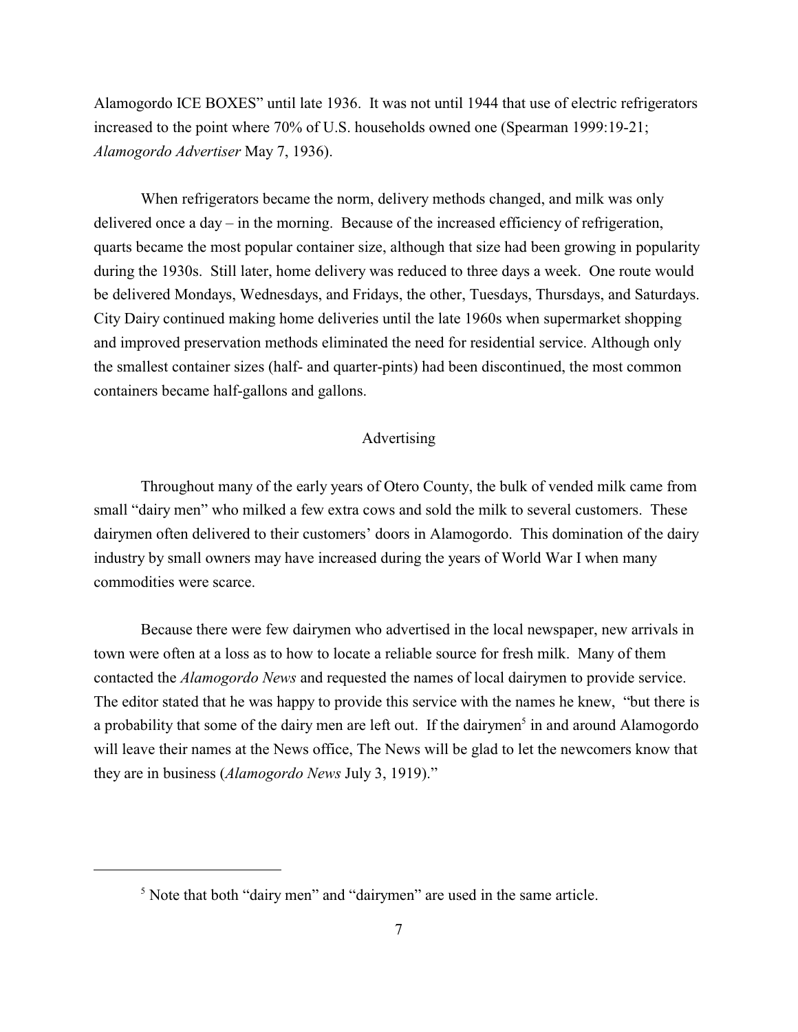Alamogordo ICE BOXES" until late 1936. It was not until 1944 that use of electric refrigerators increased to the point where 70% of U.S. households owned one (Spearman 1999:19-21; *Alamogordo Advertiser* May 7, 1936).

When refrigerators became the norm, delivery methods changed, and milk was only delivered once a day – in the morning. Because of the increased efficiency of refrigeration, quarts became the most popular container size, although that size had been growing in popularity during the 1930s. Still later, home delivery was reduced to three days a week. One route would be delivered Mondays, Wednesdays, and Fridays, the other, Tuesdays, Thursdays, and Saturdays. City Dairy continued making home deliveries until the late 1960s when supermarket shopping and improved preservation methods eliminated the need for residential service. Although only the smallest container sizes (half- and quarter-pints) had been discontinued, the most common containers became half-gallons and gallons.

## Advertising

Throughout many of the early years of Otero County, the bulk of vended milk came from small "dairy men" who milked a few extra cows and sold the milk to several customers. These dairymen often delivered to their customers' doors in Alamogordo. This domination of the dairy industry by small owners may have increased during the years of World War I when many commodities were scarce.

Because there were few dairymen who advertised in the local newspaper, new arrivals in town were often at a loss as to how to locate a reliable source for fresh milk. Many of them contacted the *Alamogordo News* and requested the names of local dairymen to provide service. The editor stated that he was happy to provide this service with the names he knew, "but there is a probability that some of the dairy men are left out. If the dairymen[5] in and around Alamogordo will leave their names at the News office, The News will be glad to let the newcomers know that they are in business (*Alamogordo News* July 3, 1919)."

[5] Note that both "dairy men" and "dairymen" are used in the same article.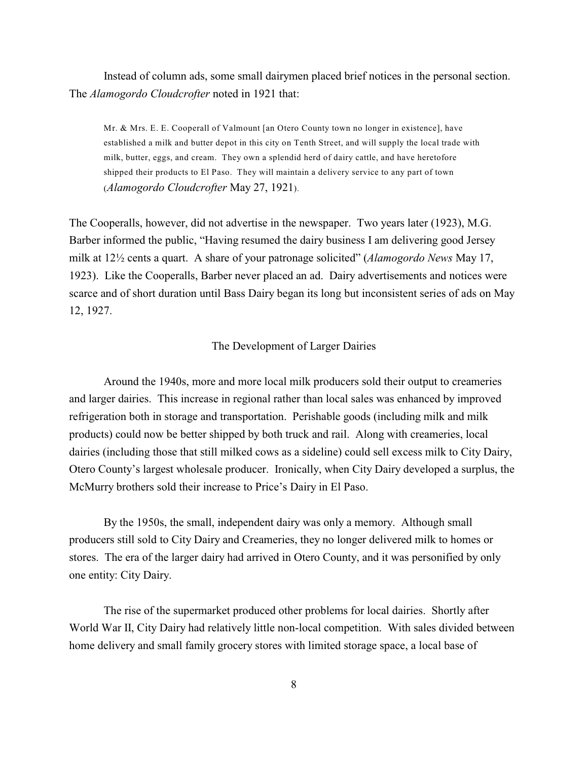Instead of column ads, some small dairymen placed brief notices in the personal section. The *Alamogordo Cloudcrofter* noted in 1921 that:

> Mr. & Mrs. E. E. Cooperall of Valmount [an Otero County town no longer in existence], have established a milk and butter depot in this city on Tenth Street, and will supply the local trade with milk, butter, eggs, and cream. They own a splendid herd of dairy cattle, and have heretofore shipped their products to El Paso. They will maintain a delivery service to any part of town (*Alamogordo Cloudcrofter* May 27, 1921).

The Cooperalls, however, did not advertise in the newspaper. Two years later (1923), M.G. Barber informed the public, "Having resumed the dairy business I am delivering good Jersey milk at 12½ cents a quart. A share of your patronage solicited" (*Alamogordo News* May 17, 1923). Like the Cooperalls, Barber never placed an ad. Dairy advertisements and notices were scarce and of short duration until Bass Dairy began its long but inconsistent series of ads on May 12, 1927.

## The Development of Larger Dairies

Around the 1940s, more and more local milk producers sold their output to creameries and larger dairies. This increase in regional rather than local sales was enhanced by improved refrigeration both in storage and transportation. Perishable goods (including milk and milk products) could now be better shipped by both truck and rail. Along with creameries, local dairies (including those that still milked cows as a sideline) could sell excess milk to City Dairy, Otero County's largest wholesale producer. Ironically, when City Dairy developed a surplus, the McMurry brothers sold their increase to Price's Dairy in El Paso.

By the 1950s, the small, independent dairy was only a memory. Although small producers still sold to City Dairy and Creameries, they no longer delivered milk to homes or stores. The era of the larger dairy had arrived in Otero County, and it was personified by only one entity: City Dairy.

The rise of the supermarket produced other problems for local dairies. Shortly after World War II, City Dairy had relatively little non-local competition. With sales divided between home delivery and small family grocery stores with limited storage space, a local base of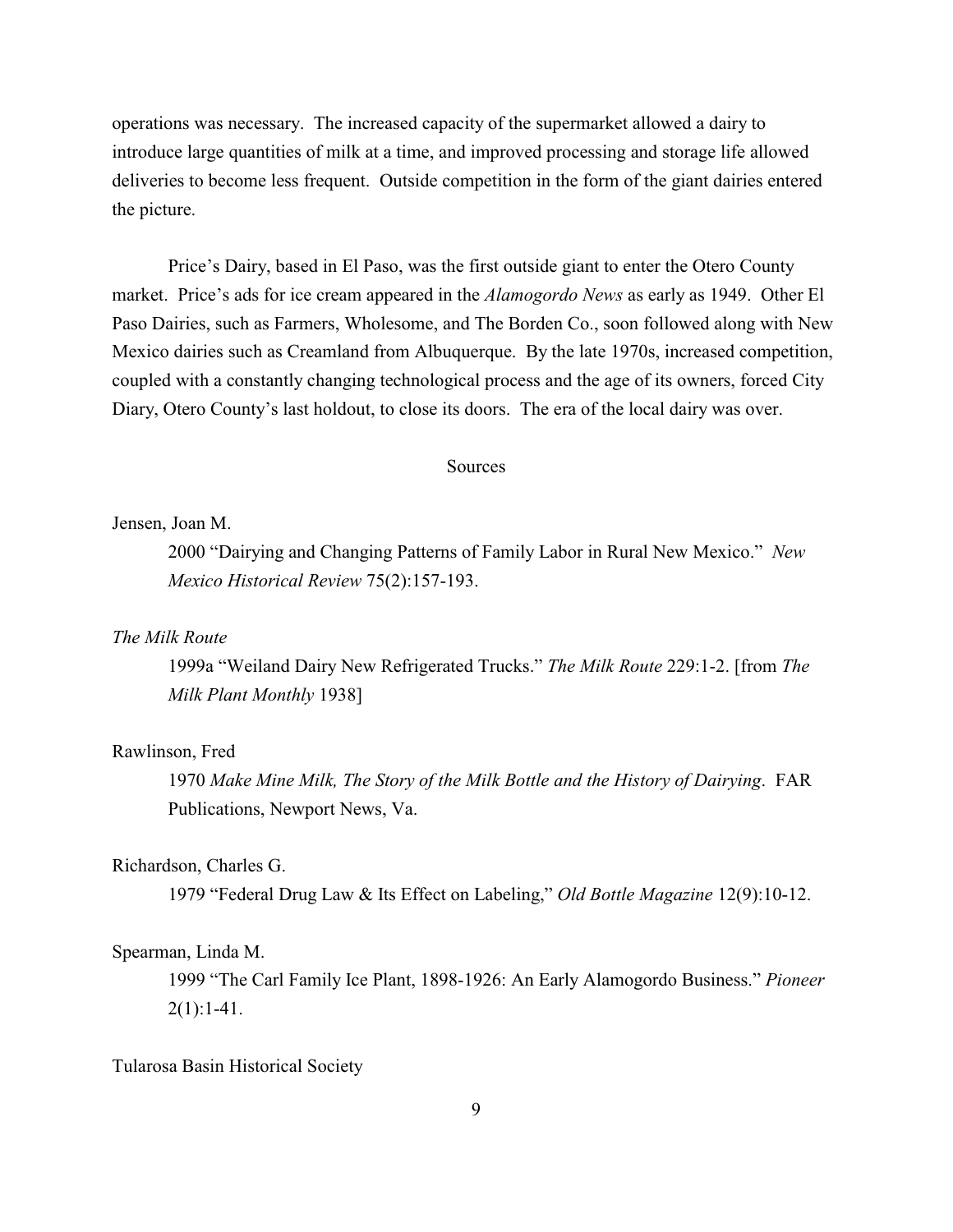operations was necessary. The increased capacity of the supermarket allowed a dairy to introduce large quantities of milk at a time, and improved processing and storage life allowed deliveries to become less frequent. Outside competition in the form of the giant dairies entered the picture.

Price's Dairy, based in El Paso, was the first outside giant to enter the Otero County market. Price's ads for ice cream appeared in the *Alamogordo News* as early as 1949. Other El Paso Dairies, such as Farmers, Wholesome, and The Borden Co., soon followed along with New Mexico dairies such as Creamland from Albuquerque. By the late 1970s, increased competition, coupled with a constantly changing technological process and the age of its owners, forced City Diary, Otero County's last holdout, to close its doors. The era of the local dairy was over.

## Sources

Jensen, Joan M.
: 2000 "Dairying and Changing Patterns of Family Labor in Rural New Mexico." *New Mexico Historical Review* 75(2):157-193.

*The Milk Route*
: 1999a "Weiland Dairy New Refrigerated Trucks." *The Milk Route* 229:1-2. [from *The Milk Plant Monthly* 1938]

Rawlinson, Fred
: 1970 *Make Mine Milk, The Story of the Milk Bottle and the History of Dairying*. FAR Publications, Newport News, Va.

Richardson, Charles G.
: 1979 "Federal Drug Law & Its Effect on Labeling," *Old Bottle Magazine* 12(9):10-12.

Spearman, Linda M.
: 1999 "The Carl Family Ice Plant, 1898-1926: An Early Alamogordo Business." *Pioneer* 2(1):1-41.

Tularosa Basin Historical Society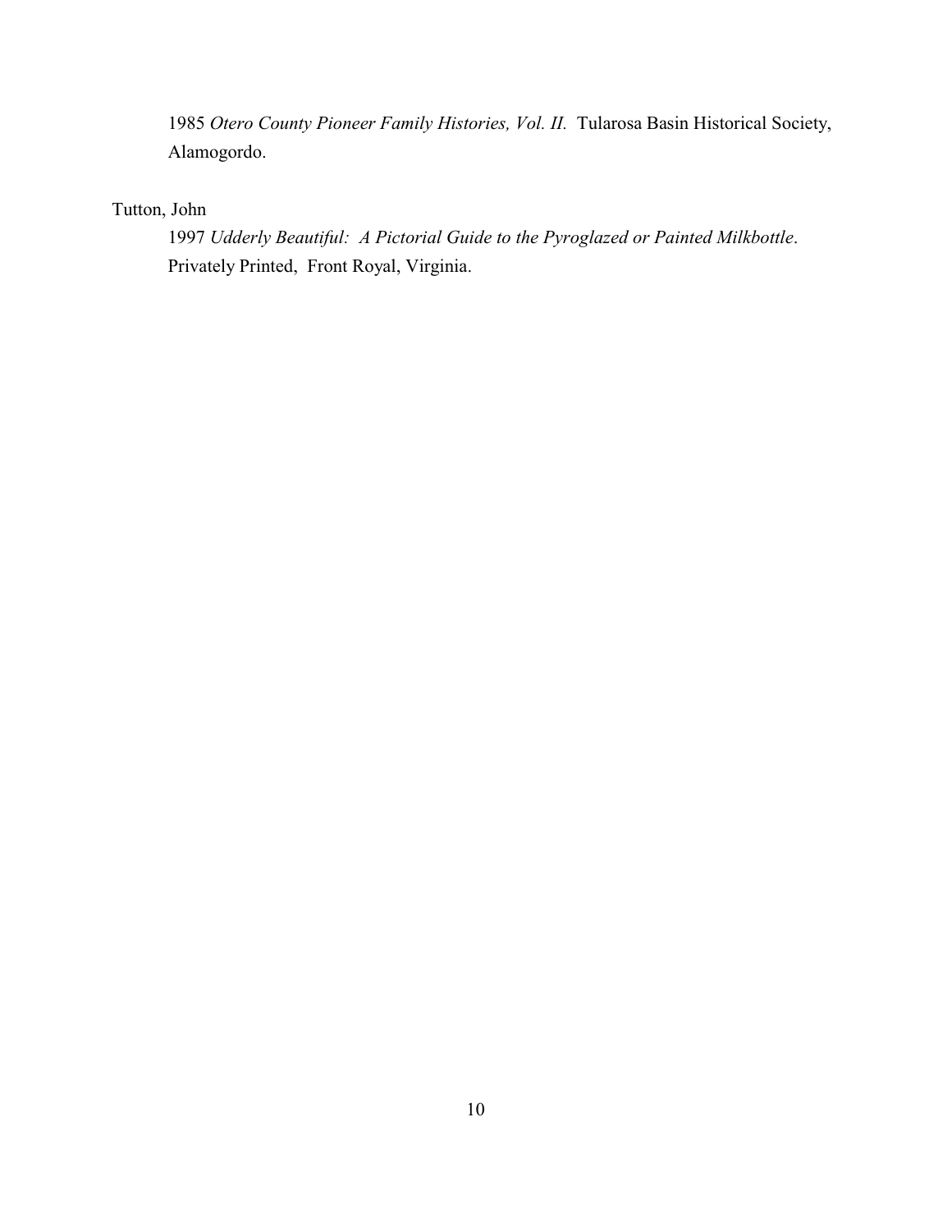1985 *Otero County Pioneer Family Histories, Vol. II.* Tularosa Basin Historical Society, Alamogordo.

Tutton, John

1997 *Udderly Beautiful: A Pictorial Guide to the Pyroglazed or Painted Milkbottle*. Privately Printed, Front Royal, Virginia.